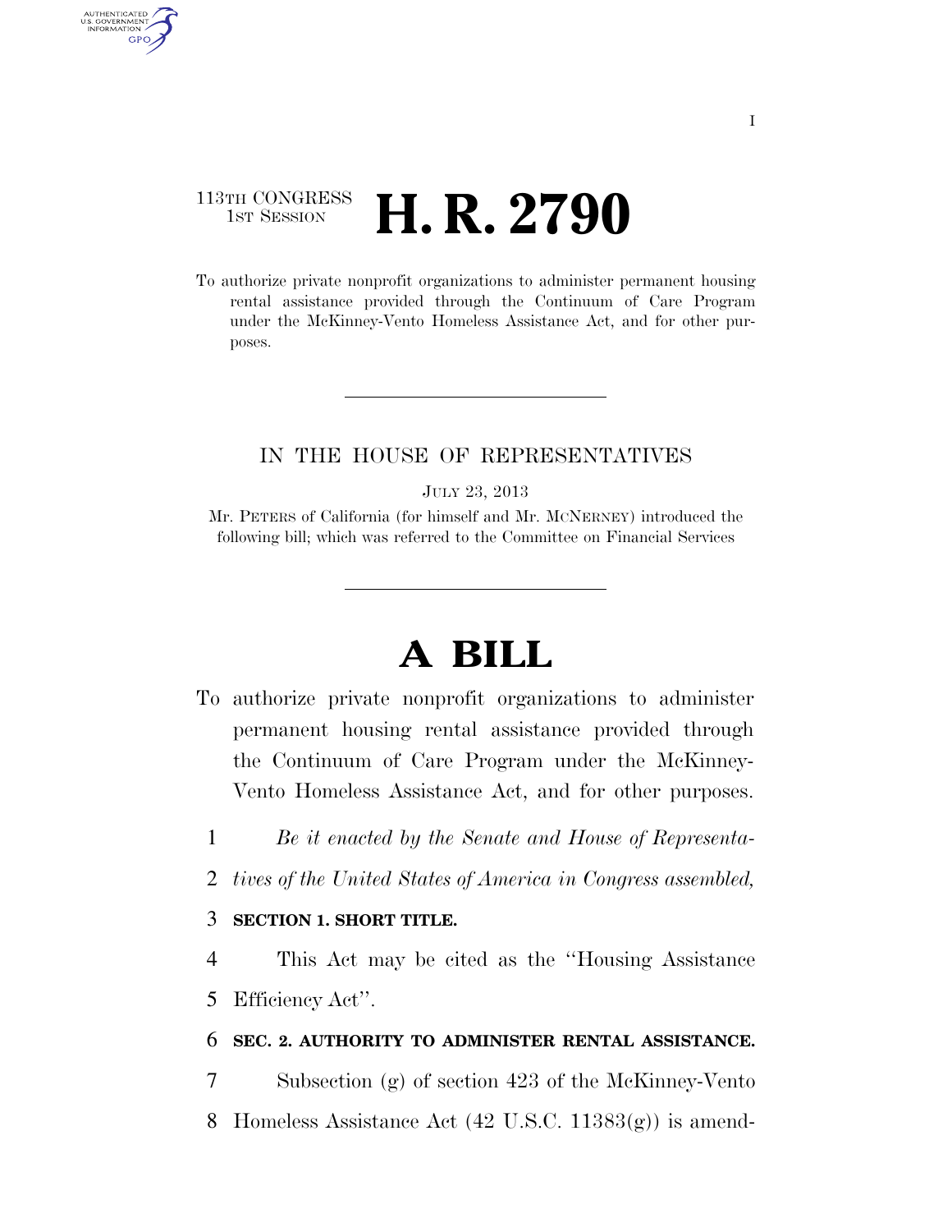113TH CONGRESS
1ST SESSION

# H. R. 2790

To authorize private nonprofit organizations to administer permanent housing rental assistance provided through the Continuum of Care Program under the McKinney-Vento Homeless Assistance Act, and for other purposes.

IN THE HOUSE OF REPRESENTATIVES

JULY 23, 2013

Mr. PETERS of California (for himself and Mr. MCNERNEY) introduced the following bill; which was referred to the Committee on Financial Services

# A BILL

To authorize private nonprofit organizations to administer permanent housing rental assistance provided through the Continuum of Care Program under the McKinney-Vento Homeless Assistance Act, and for other purposes.

1 *Be it enacted by the Senate and House of Representa-*
2 *tives of the United States of America in Congress assembled,*

3 **SECTION 1. SHORT TITLE.**

4 This Act may be cited as the "Housing Assistance
5 Efficiency Act".

6 **SEC. 2. AUTHORITY TO ADMINISTER RENTAL ASSISTANCE.**

7 Subsection (g) of section 423 of the McKinney-Vento
8 Homeless Assistance Act (42 U.S.C. 11383(g)) is amend-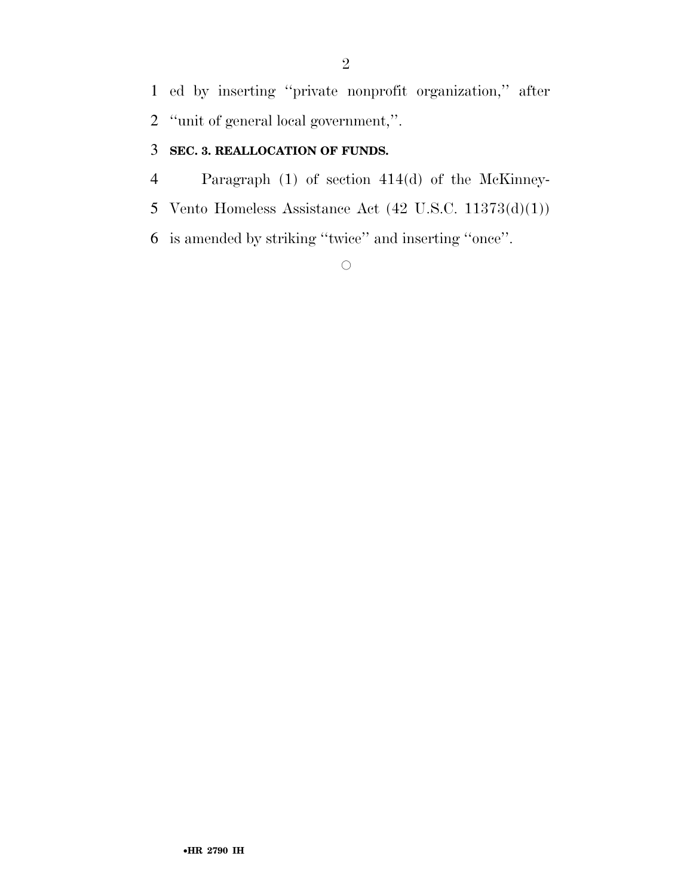ed by inserting ''private nonprofit organization,'' after ''unit of general local government,''.

### SEC. 3. REALLOCATION OF FUNDS.

Paragraph (1) of section 414(d) of the McKinney-Vento Homeless Assistance Act (42 U.S.C. 11373(d)(1)) is amended by striking ''twice'' and inserting ''once''.

○